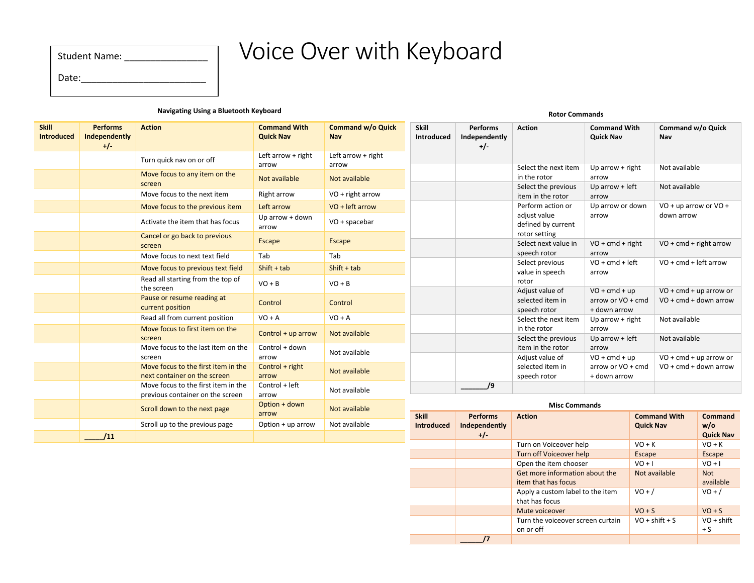Student Name: ________________

Date:__________________________

# Voice Over with Keyboard

### Navigating Using a Bluetooth Keyboard

| Skill Introduced | Performs Independently +/- | Action | Command With Quick Nav | Command w/o Quick Nav |
|---|---|---|---|---|
| | | Turn quick nav on or off | Left arrow + right arrow | Left arrow + right arrow |
| | | Move focus to any item on the screen | Not available | Not available |
| | | Move focus to the next item | Right arrow | VO + right arrow |
| | | Move focus to the previous item | Left arrow | VO + left arrow |
| | | Activate the item that has focus | Up arrow + down arrow | VO + spacebar |
| | | Cancel or go back to previous screen | Escape | Escape |
| | | Move focus to next text field | Tab | Tab |
| | | Move focus to previous text field | Shift + tab | Shift + tab |
| | | Read all starting from the top of the screen | VO + B | VO + B |
| | | Pause or resume reading at current position | Control | Control |
| | | Read all from current position | VO + A | VO + A |
| | | Move focus to first item on the screen | Control + up arrow | Not available |
| | | Move focus to the last item on the screen | Control + down arrow | Not available |
| | | Move focus to the first item in the next container on the screen | Control + right arrow | Not available |
| | | Move focus to the first item in the previous container on the screen | Control + left arrow | Not available |
| | | Scroll down to the next page | Option + down arrow | Not available |
| | | Scroll up to the previous page | Option + up arrow | Not available |
| | _____/11 | | | |

### Rotor Commands

| Skill Introduced | Performs Independently +/- | Action | Command With Quick Nav | Command w/o Quick Nav |
|---|---|---|---|---|
| | | Select the next item in the rotor | Up arrow + right arrow | Not available |
| | | Select the previous item in the rotor | Up arrow + left arrow | Not available |
| | | Perform action or adjust value defined by current rotor setting | Up arrow or down arrow | VO + up arrow or VO + down arrow |
| | | Select next value in speech rotor | VO + cmd + right arrow | VO + cmd + right arrow |
| | | Select previous value in speech rotor | VO + cmd + left arrow | VO + cmd + left arrow |
| | | Adjust value of selected item in speech rotor | VO + cmd + up arrow or VO + cmd + down arrow | VO + cmd + up arrow or VO + cmd + down arrow |
| | | Select the next item in the rotor | Up arrow + right arrow | Not available |
| | | Select the previous item in the rotor | Up arrow + left arrow | Not available |
| | | Adjust value of selected item in speech rotor | VO + cmd + up arrow or VO + cmd + down arrow | VO + cmd + up arrow or VO + cmd + down arrow |
| | _______/9 | | | |

### Misc Commands

| Skill Introduced | Performs Independently +/- | Action | Command With Quick Nav | Command w/o Quick Nav |
|---|---|---|---|---|
| | | Turn on Voiceover help | VO + K | VO + K |
| | | Turn off Voiceover help | Escape | Escape |
| | | Open the item chooser | VO + I | VO + I |
| | | Get more information about the item that has focus | Not available | Not available |
| | | Apply a custom label to the item that has focus | VO + / | VO + / |
| | | Mute voiceover | VO + S | VO + S |
| | | Turn the voiceover screen curtain on or off | VO + shift + S | VO + shift + S |
| | ______/7 | | | |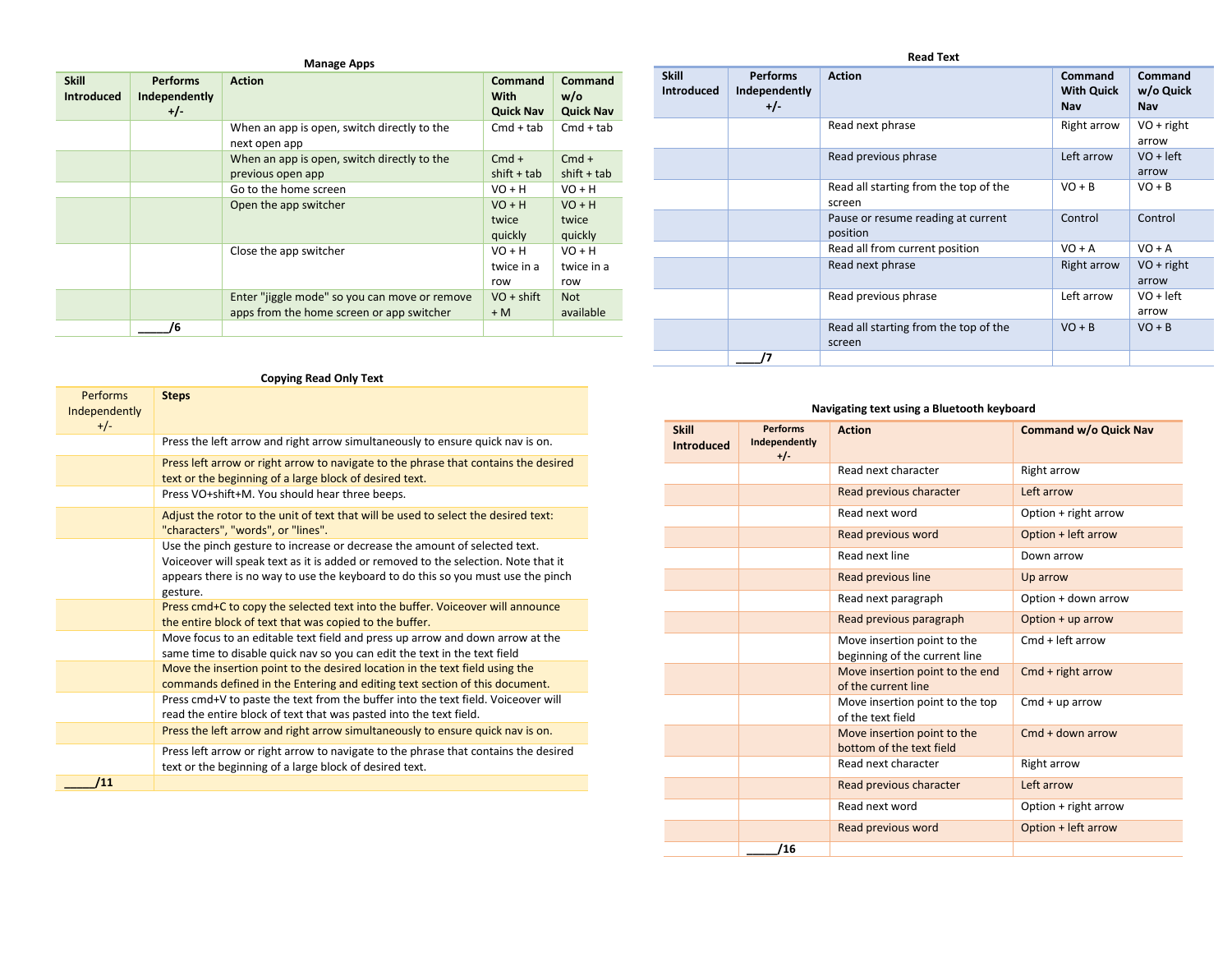## Manage Apps

| Skill Introduced | Performs Independently +/- | Action | Command With Quick Nav | Command w/o Quick Nav |
|---|---|---|---|---|
| | | When an app is open, switch directly to the next open app | Cmd + tab | Cmd + tab |
| | | When an app is open, switch directly to the previous open app | Cmd + shift + tab | Cmd + shift + tab |
| | | Go to the home screen | VO + H | VO + H |
| | | Open the app switcher | VO + H twice quickly | VO + H twice quickly |
| | | Close the app switcher | VO + H twice in a row | VO + H twice in a row |
| | | Enter "jiggle mode" so you can move or remove apps from the home screen or app switcher | VO + shift + M | Not available |
| | _____/6 | | | |

## Copying Read Only Text

| Performs Independently +/- | Steps |
|---|---|
| | Press the left arrow and right arrow simultaneously to ensure quick nav is on. |
| | Press left arrow or right arrow to navigate to the phrase that contains the desired text or the beginning of a large block of desired text. |
| | Press VO+shift+M. You should hear three beeps. |
| | Adjust the rotor to the unit of text that will be used to select the desired text: "characters", "words", or "lines". |
| | Use the pinch gesture to increase or decrease the amount of selected text. Voiceover will speak text as it is added or removed to the selection. Note that it appears there is no way to use the keyboard to do this so you must use the pinch gesture. |
| | Press cmd+C to copy the selected text into the buffer. Voiceover will announce the entire block of text that was copied to the buffer. |
| | Move focus to an editable text field and press up arrow and down arrow at the same time to disable quick nav so you can edit the text in the text field |
| | Move the insertion point to the desired location in the text field using the commands defined in the Entering and editing text section of this document. |
| | Press cmd+V to paste the text from the buffer into the text field. Voiceover will read the entire block of text that was pasted into the text field. |
| | Press the left arrow and right arrow simultaneously to ensure quick nav is on. |
| | Press left arrow or right arrow to navigate to the phrase that contains the desired text or the beginning of a large block of desired text. |
| _____/11 | |

## Read Text

| Skill Introduced | Performs Independently +/- | Action | Command With Quick Nav | Command w/o Quick Nav |
|---|---|---|---|---|
| | | Read next phrase | Right arrow | VO + right arrow |
| | | Read previous phrase | Left arrow | VO + left arrow |
| | | Read all starting from the top of the screen | VO + B | VO + B |
| | | Pause or resume reading at current position | Control | Control |
| | | Read all from current position | VO + A | VO + A |
| | | Read next phrase | Right arrow | VO + right arrow |
| | | Read previous phrase | Left arrow | VO + left arrow |
| | | Read all starting from the top of the screen | VO + B | VO + B |
| | _____/7 | | | |

## Navigating text using a Bluetooth keyboard

| Skill Introduced | Performs Independently +/- | Action | Command w/o Quick Nav |
|---|---|---|---|
| | | Read next character | Right arrow |
| | | Read previous character | Left arrow |
| | | Read next word | Option + right arrow |
| | | Read previous word | Option + left arrow |
| | | Read next line | Down arrow |
| | | Read previous line | Up arrow |
| | | Read next paragraph | Option + down arrow |
| | | Read previous paragraph | Option + up arrow |
| | | Move insertion point to the beginning of the current line | Cmd + left arrow |
| | | Move insertion point to the end of the current line | Cmd + right arrow |
| | | Move insertion point to the top of the text field | Cmd + up arrow |
| | | Move insertion point to the bottom of the text field | Cmd + down arrow |
| | | Read next character | Right arrow |
| | | Read previous character | Left arrow |
| | | Read next word | Option + right arrow |
| | | Read previous word | Option + left arrow |
| | _____/16 | | |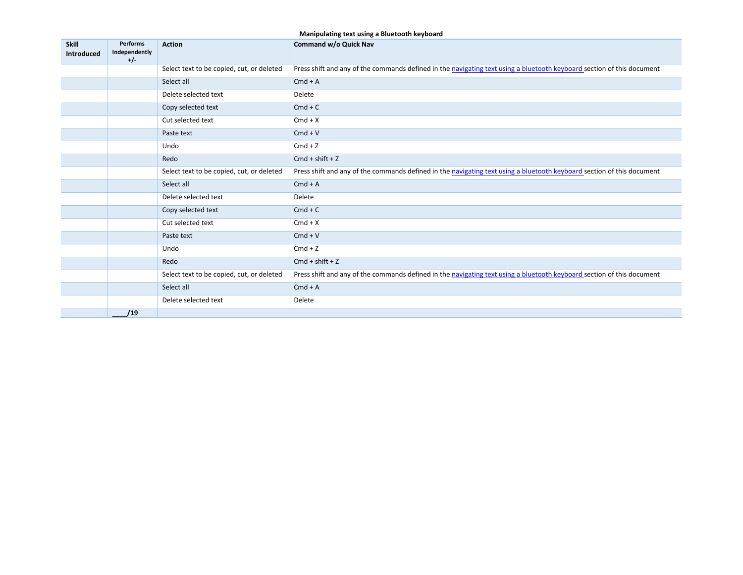**Manipulating text using a Bluetooth keyboard**

| Skill Introduced | Performs Independently +/- | Action | Command w/o Quick Nav |
|---|---|---|---|
| | | Select text to be copied, cut, or deleted | Press shift and any of the commands defined in the navigating text using a bluetooth keyboard section of this document |
| | | Select all | Cmd + A |
| | | Delete selected text | Delete |
| | | Copy selected text | Cmd + C |
| | | Cut selected text | Cmd + X |
| | | Paste text | Cmd + V |
| | | Undo | Cmd + Z |
| | | Redo | Cmd + shift + Z |
| | | Select text to be copied, cut, or deleted | Press shift and any of the commands defined in the navigating text using a bluetooth keyboard section of this document |
| | | Select all | Cmd + A |
| | | Delete selected text | Delete |
| | | Copy selected text | Cmd + C |
| | | Cut selected text | Cmd + X |
| | | Paste text | Cmd + V |
| | | Undo | Cmd + Z |
| | | Redo | Cmd + shift + Z |
| | | Select text to be copied, cut, or deleted | Press shift and any of the commands defined in the navigating text using a bluetooth keyboard section of this document |
| | | Select all | Cmd + A |
| | | Delete selected text | Delete |
| | **____/19** | | |